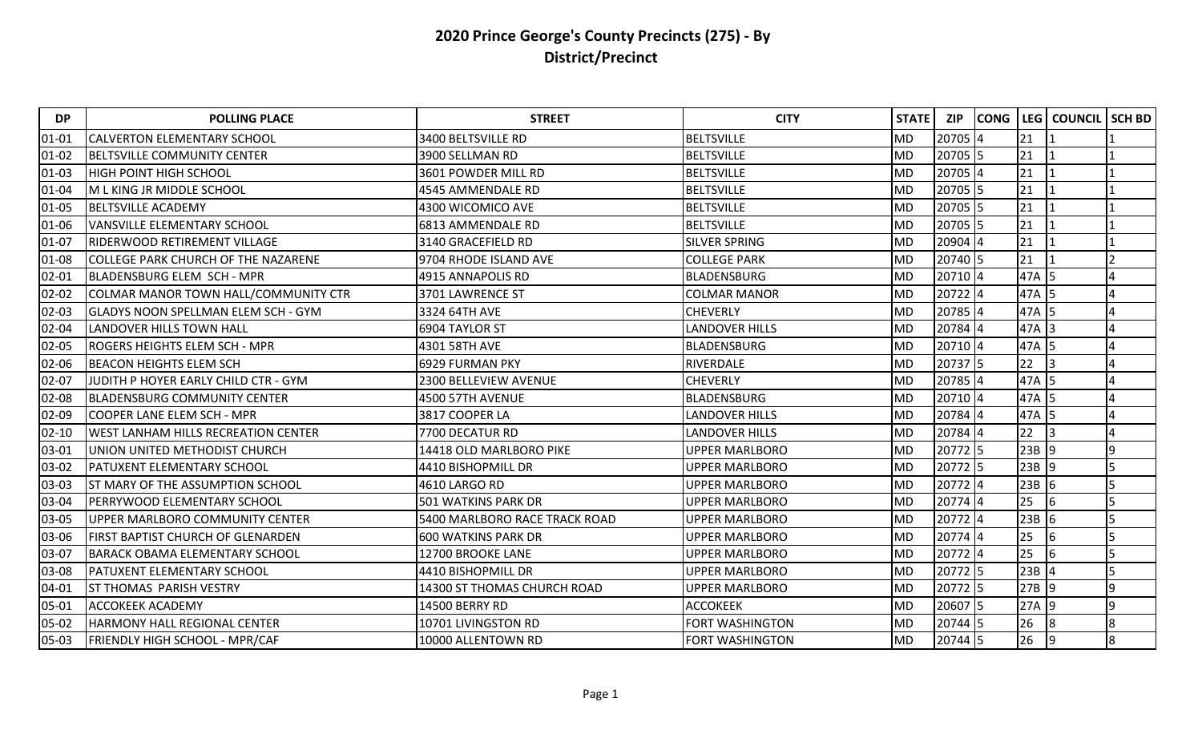# 2020 Prince George's County Precincts (275) - By District/Precinct

| DP | POLLING PLACE | STREET | CITY | STATE | ZIP | CONG | LEG | COUNCIL | SCH BD |
|---|---|---|---|---|---|---|---|---|---|
| 01-01 | CALVERTON ELEMENTARY SCHOOL | 3400 BELTSVILLE RD | BELTSVILLE | MD | 20705 | 4 | 21 | 1 | 1 |
| 01-02 | BELTSVILLE COMMUNITY CENTER | 3900 SELLMAN RD | BELTSVILLE | MD | 20705 | 5 | 21 | 1 | 1 |
| 01-03 | HIGH POINT HIGH SCHOOL | 3601 POWDER MILL RD | BELTSVILLE | MD | 20705 | 4 | 21 | 1 | 1 |
| 01-04 | M L KING JR MIDDLE SCHOOL | 4545 AMMENDALE RD | BELTSVILLE | MD | 20705 | 5 | 21 | 1 | 1 |
| 01-05 | BELTSVILLE ACADEMY | 4300 WICOMICO AVE | BELTSVILLE | MD | 20705 | 5 | 21 | 1 | 1 |
| 01-06 | VANSVILLE ELEMENTARY SCHOOL | 6813 AMMENDALE RD | BELTSVILLE | MD | 20705 | 5 | 21 | 1 | 1 |
| 01-07 | RIDERWOOD RETIREMENT VILLAGE | 3140 GRACEFIELD RD | SILVER SPRING | MD | 20904 | 4 | 21 | 1 | 1 |
| 01-08 | COLLEGE PARK CHURCH OF THE NAZARENE | 9704 RHODE ISLAND AVE | COLLEGE PARK | MD | 20740 | 5 | 21 | 1 | 2 |
| 02-01 | BLADENSBURG ELEM SCH - MPR | 4915 ANNAPOLIS RD | BLADENSBURG | MD | 20710 | 4 | 47A | 5 | 4 |
| 02-02 | COLMAR MANOR TOWN HALL/COMMUNITY CTR | 3701 LAWRENCE ST | COLMAR MANOR | MD | 20722 | 4 | 47A | 5 | 4 |
| 02-03 | GLADYS NOON SPELLMAN ELEM SCH - GYM | 3324 64TH AVE | CHEVERLY | MD | 20785 | 4 | 47A | 5 | 4 |
| 02-04 | LANDOVER HILLS TOWN HALL | 6904 TAYLOR ST | LANDOVER HILLS | MD | 20784 | 4 | 47A | 3 | 4 |
| 02-05 | ROGERS HEIGHTS ELEM SCH - MPR | 4301 58TH AVE | BLADENSBURG | MD | 20710 | 4 | 47A | 5 | 4 |
| 02-06 | BEACON HEIGHTS ELEM SCH | 6929 FURMAN PKY | RIVERDALE | MD | 20737 | 5 | 22 | 3 | 4 |
| 02-07 | JUDITH P HOYER EARLY CHILD CTR - GYM | 2300 BELLEVIEW AVENUE | CHEVERLY | MD | 20785 | 4 | 47A | 5 | 4 |
| 02-08 | BLADENSBURG COMMUNITY CENTER | 4500 57TH AVENUE | BLADENSBURG | MD | 20710 | 4 | 47A | 5 | 4 |
| 02-09 | COOPER LANE ELEM SCH - MPR | 3817 COOPER LA | LANDOVER HILLS | MD | 20784 | 4 | 47A | 5 | 4 |
| 02-10 | WEST LANHAM HILLS RECREATION CENTER | 7700 DECATUR RD | LANDOVER HILLS | MD | 20784 | 4 | 22 | 3 | 4 |
| 03-01 | UNION UNITED METHODIST CHURCH | 14418 OLD MARLBORO PIKE | UPPER MARLBORO | MD | 20772 | 5 | 23B | 9 | 9 |
| 03-02 | PATUXENT ELEMENTARY SCHOOL | 4410 BISHOPMILL DR | UPPER MARLBORO | MD | 20772 | 5 | 23B | 9 | 5 |
| 03-03 | ST MARY OF THE ASSUMPTION SCHOOL | 4610 LARGO RD | UPPER MARLBORO | MD | 20772 | 4 | 23B | 6 | 5 |
| 03-04 | PERRYWOOD ELEMENTARY SCHOOL | 501 WATKINS PARK DR | UPPER MARLBORO | MD | 20774 | 4 | 25 | 6 | 5 |
| 03-05 | UPPER MARLBORO COMMUNITY CENTER | 5400 MARLBORO RACE TRACK ROAD | UPPER MARLBORO | MD | 20772 | 4 | 23B | 6 | 5 |
| 03-06 | FIRST BAPTIST CHURCH OF GLENARDEN | 600 WATKINS PARK DR | UPPER MARLBORO | MD | 20774 | 4 | 25 | 6 | 5 |
| 03-07 | BARACK OBAMA ELEMENTARY SCHOOL | 12700 BROOKE LANE | UPPER MARLBORO | MD | 20772 | 4 | 25 | 6 | 5 |
| 03-08 | PATUXENT ELEMENTARY SCHOOL | 4410 BISHOPMILL DR | UPPER MARLBORO | MD | 20772 | 5 | 23B | 4 | 5 |
| 04-01 | ST THOMAS PARISH VESTRY | 14300 ST THOMAS CHURCH ROAD | UPPER MARLBORO | MD | 20772 | 5 | 27B | 9 | 9 |
| 05-01 | ACCOKEEK ACADEMY | 14500 BERRY RD | ACCOKEEK | MD | 20607 | 5 | 27A | 9 | 9 |
| 05-02 | HARMONY HALL REGIONAL CENTER | 10701 LIVINGSTON RD | FORT WASHINGTON | MD | 20744 | 5 | 26 | 8 | 8 |
| 05-03 | FRIENDLY HIGH SCHOOL - MPR/CAF | 10000 ALLENTOWN RD | FORT WASHINGTON | MD | 20744 | 5 | 26 | 9 | 8 |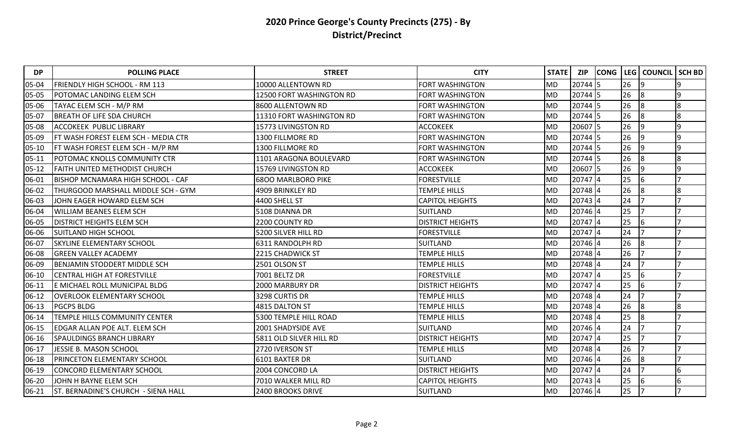# 2020 Prince George's County Precincts (275) - By District/Precinct

| DP | POLLING PLACE | STREET | CITY | STATE | ZIP | CONG | LEG | COUNCIL | SCH BD |
|---|---|---|---|---|---|---|---|---|---|
| 05-04 | FRIENDLY HIGH SCHOOL - RM 113 | 10000 ALLENTOWN RD | FORT WASHINGTON | MD | 20744 | 5 | 26 | 9 | 9 |
| 05-05 | POTOMAC LANDING ELEM SCH | 12500 FORT WASHINGTON RD | FORT WASHINGTON | MD | 20744 | 5 | 26 | 8 | 9 |
| 05-06 | TAYAC ELEM SCH - M/P RM | 8600 ALLENTOWN RD | FORT WASHINGTON | MD | 20744 | 5 | 26 | 8 | 8 |
| 05-07 | BREATH OF LIFE SDA CHURCH | 11310 FORT WASHINGTON RD | FORT WASHINGTON | MD | 20744 | 5 | 26 | 8 | 8 |
| 05-08 | ACCOKEEK PUBLIC LIBRARY | 15773 LIVINGSTON RD | ACCOKEEK | MD | 20607 | 5 | 26 | 9 | 9 |
| 05-09 | FT WASH FOREST ELEM SCH - MEDIA CTR | 1300 FILLMORE RD | FORT WASHINGTON | MD | 20744 | 5 | 26 | 9 | 9 |
| 05-10 | FT WASH FOREST ELEM SCH - M/P RM | 1300 FILLMORE RD | FORT WASHINGTON | MD | 20744 | 5 | 26 | 9 | 9 |
| 05-11 | POTOMAC KNOLLS COMMUNITY CTR | 1101 ARAGONA BOULEVARD | FORT WASHINGTON | MD | 20744 | 5 | 26 | 8 | 8 |
| 05-12 | FAITH UNITED METHODIST CHURCH | 15769 LIVINGSTON RD | ACCOKEEK | MD | 20607 | 5 | 26 | 9 | 9 |
| 06-01 | BISHOP MCNAMARA HIGH SCHOOL - CAF | 68OO MARLBORO PIKE | FORESTVILLE | MD | 20747 | 4 | 25 | 6 | 7 |
| 06-02 | THURGOOD MARSHALL MIDDLE SCH - GYM | 4909 BRINKLEY RD | TEMPLE HILLS | MD | 20748 | 4 | 26 | 8 | 8 |
| 06-03 | JOHN EAGER HOWARD ELEM SCH | 4400 SHELL ST | CAPITOL HEIGHTS | MD | 20743 | 4 | 24 | 7 | 7 |
| 06-04 | WILLIAM BEANES ELEM SCH | 5108 DIANNA DR | SUITLAND | MD | 20746 | 4 | 25 | 7 | 7 |
| 06-05 | DISTRICT HEIGHTS ELEM SCH | 2200 COUNTY RD | DISTRICT HEIGHTS | MD | 20747 | 4 | 25 | 6 | 7 |
| 06-06 | SUITLAND HIGH SCHOOL | 5200 SILVER HILL RD | FORESTVILLE | MD | 20747 | 4 | 24 | 7 | 7 |
| 06-07 | SKYLINE ELEMENTARY SCHOOL | 6311 RANDOLPH RD | SUITLAND | MD | 20746 | 4 | 26 | 8 | 7 |
| 06-08 | GREEN VALLEY ACADEMY | 2215 CHADWICK ST | TEMPLE HILLS | MD | 20748 | 4 | 26 | 7 | 7 |
| 06-09 | BENJAMIN STODDERT MIDDLE SCH | 2501 OLSON ST | TEMPLE HILLS | MD | 20748 | 4 | 24 | 7 | 7 |
| 06-10 | CENTRAL HIGH AT FORESTVILLE | 7001 BELTZ DR | FORESTVILLE | MD | 20747 | 4 | 25 | 6 | 7 |
| 06-11 | E MICHAEL ROLL MUNICIPAL BLDG | 2000 MARBURY DR | DISTRICT HEIGHTS | MD | 20747 | 4 | 25 | 6 | 7 |
| 06-12 | OVERLOOK ELEMENTARY SCHOOL | 3298 CURTIS DR | TEMPLE HILLS | MD | 20748 | 4 | 24 | 7 | 7 |
| 06-13 | PGCPS BLDG | 4815 DALTON ST | TEMPLE HILLS | MD | 20748 | 4 | 26 | 8 | 8 |
| 06-14 | TEMPLE HILLS COMMUNITY CENTER | 5300 TEMPLE HILL ROAD | TEMPLE HILLS | MD | 20748 | 4 | 25 | 8 | 7 |
| 06-15 | EDGAR ALLAN POE ALT. ELEM SCH | 2001 SHADYSIDE AVE | SUITLAND | MD | 20746 | 4 | 24 | 7 | 7 |
| 06-16 | SPAULDINGS BRANCH LIBRARY | 5811 OLD SILVER HILL RD | DISTRICT HEIGHTS | MD | 20747 | 4 | 25 | 7 | 7 |
| 06-17 | JESSIE B. MASON SCHOOL | 2720 IVERSON ST | TEMPLE HILLS | MD | 20748 | 4 | 26 | 7 | 7 |
| 06-18 | PRINCETON ELEMENTARY SCHOOL | 6101 BAXTER DR | SUITLAND | MD | 20746 | 4 | 26 | 8 | 7 |
| 06-19 | CONCORD ELEMENTARY SCHOOL | 2004 CONCORD LA | DISTRICT HEIGHTS | MD | 20747 | 4 | 24 | 7 | 6 |
| 06-20 | JOHN H BAYNE ELEM SCH | 7010 WALKER MILL RD | CAPITOL HEIGHTS | MD | 20743 | 4 | 25 | 6 | 6 |
| 06-21 | ST. BERNADINE'S CHURCH - SIENA HALL | 2400 BROOKS DRIVE | SUITLAND | MD | 20746 | 4 | 25 | 7 | 7 |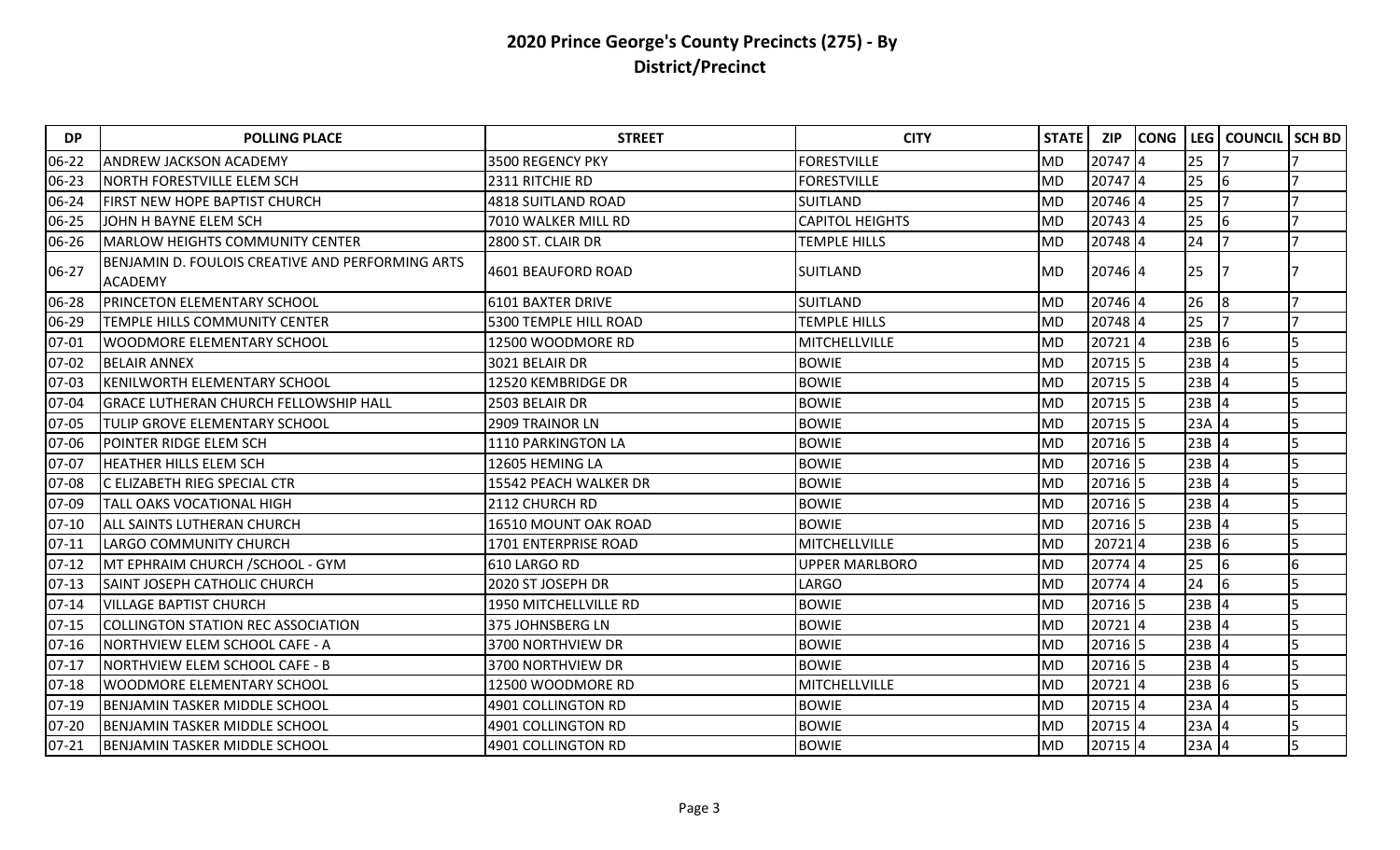# 2020 Prince George's County Precincts (275) - By District/Precinct

| DP | POLLING PLACE | STREET | CITY | STATE | ZIP | CONG | LEG | COUNCIL | SCH BD |
|---|---|---|---|---|---|---|---|---|---|
| 06-22 | ANDREW JACKSON ACADEMY | 3500 REGENCY PKY | FORESTVILLE | MD | 20747 | 4 | 25 | 7 | 7 |
| 06-23 | NORTH FORESTVILLE ELEM SCH | 2311 RITCHIE RD | FORESTVILLE | MD | 20747 | 4 | 25 | 6 | 7 |
| 06-24 | FIRST NEW HOPE BAPTIST CHURCH | 4818 SUITLAND ROAD | SUITLAND | MD | 20746 | 4 | 25 | 7 | 7 |
| 06-25 | JOHN H BAYNE ELEM SCH | 7010 WALKER MILL RD | CAPITOL HEIGHTS | MD | 20743 | 4 | 25 | 6 | 7 |
| 06-26 | MARLOW HEIGHTS COMMUNITY CENTER | 2800 ST. CLAIR DR | TEMPLE HILLS | MD | 20748 | 4 | 24 | 7 | 7 |
| 06-27 | BENJAMIN D. FOULOIS CREATIVE AND PERFORMING ARTS ACADEMY | 4601 BEAUFORD ROAD | SUITLAND | MD | 20746 | 4 | 25 | 7 | 7 |
| 06-28 | PRINCETON ELEMENTARY SCHOOL | 6101 BAXTER DRIVE | SUITLAND | MD | 20746 | 4 | 26 | 8 | 7 |
| 06-29 | TEMPLE HILLS COMMUNITY CENTER | 5300 TEMPLE HILL ROAD | TEMPLE HILLS | MD | 20748 | 4 | 25 | 7 | 7 |
| 07-01 | WOODMORE ELEMENTARY SCHOOL | 12500 WOODMORE RD | MITCHELLVILLE | MD | 20721 | 4 | 23B | 6 | 5 |
| 07-02 | BELAIR ANNEX | 3021 BELAIR DR | BOWIE | MD | 20715 | 5 | 23B | 4 | 5 |
| 07-03 | KENILWORTH ELEMENTARY SCHOOL | 12520 KEMBRIDGE DR | BOWIE | MD | 20715 | 5 | 23B | 4 | 5 |
| 07-04 | GRACE LUTHERAN CHURCH FELLOWSHIP HALL | 2503 BELAIR DR | BOWIE | MD | 20715 | 5 | 23B | 4 | 5 |
| 07-05 | TULIP GROVE ELEMENTARY SCHOOL | 2909 TRAINOR LN | BOWIE | MD | 20715 | 5 | 23A | 4 | 5 |
| 07-06 | POINTER RIDGE ELEM SCH | 1110 PARKINGTON LA | BOWIE | MD | 20716 | 5 | 23B | 4 | 5 |
| 07-07 | HEATHER HILLS ELEM SCH | 12605 HEMING LA | BOWIE | MD | 20716 | 5 | 23B | 4 | 5 |
| 07-08 | C ELIZABETH RIEG SPECIAL CTR | 15542 PEACH WALKER DR | BOWIE | MD | 20716 | 5 | 23B | 4 | 5 |
| 07-09 | TALL OAKS VOCATIONAL HIGH | 2112 CHURCH RD | BOWIE | MD | 20716 | 5 | 23B | 4 | 5 |
| 07-10 | ALL SAINTS LUTHERAN CHURCH | 16510 MOUNT OAK ROAD | BOWIE | MD | 20716 | 5 | 23B | 4 | 5 |
| 07-11 | LARGO COMMUNITY CHURCH | 1701 ENTERPRISE ROAD | MITCHELLVILLE | MD | 20721 | 4 | 23B | 6 | 5 |
| 07-12 | MT EPHRAIM CHURCH /SCHOOL - GYM | 610 LARGO RD | UPPER MARLBORO | MD | 20774 | 4 | 25 | 6 | 6 |
| 07-13 | SAINT JOSEPH CATHOLIC CHURCH | 2020 ST JOSEPH DR | LARGO | MD | 20774 | 4 | 24 | 6 | 5 |
| 07-14 | VILLAGE BAPTIST CHURCH | 1950 MITCHELLVILLE RD | BOWIE | MD | 20716 | 5 | 23B | 4 | 5 |
| 07-15 | COLLINGTON STATION REC ASSOCIATION | 375 JOHNSBERG LN | BOWIE | MD | 20721 | 4 | 23B | 4 | 5 |
| 07-16 | NORTHVIEW ELEM SCHOOL CAFE - A | 3700 NORTHVIEW DR | BOWIE | MD | 20716 | 5 | 23B | 4 | 5 |
| 07-17 | NORTHVIEW ELEM SCHOOL CAFE - B | 3700 NORTHVIEW DR | BOWIE | MD | 20716 | 5 | 23B | 4 | 5 |
| 07-18 | WOODMORE ELEMENTARY SCHOOL | 12500 WOODMORE RD | MITCHELLVILLE | MD | 20721 | 4 | 23B | 6 | 5 |
| 07-19 | BENJAMIN TASKER MIDDLE SCHOOL | 4901 COLLINGTON RD | BOWIE | MD | 20715 | 4 | 23A | 4 | 5 |
| 07-20 | BENJAMIN TASKER MIDDLE SCHOOL | 4901 COLLINGTON RD | BOWIE | MD | 20715 | 4 | 23A | 4 | 5 |
| 07-21 | BENJAMIN TASKER MIDDLE SCHOOL | 4901 COLLINGTON RD | BOWIE | MD | 20715 | 4 | 23A | 4 | 5 |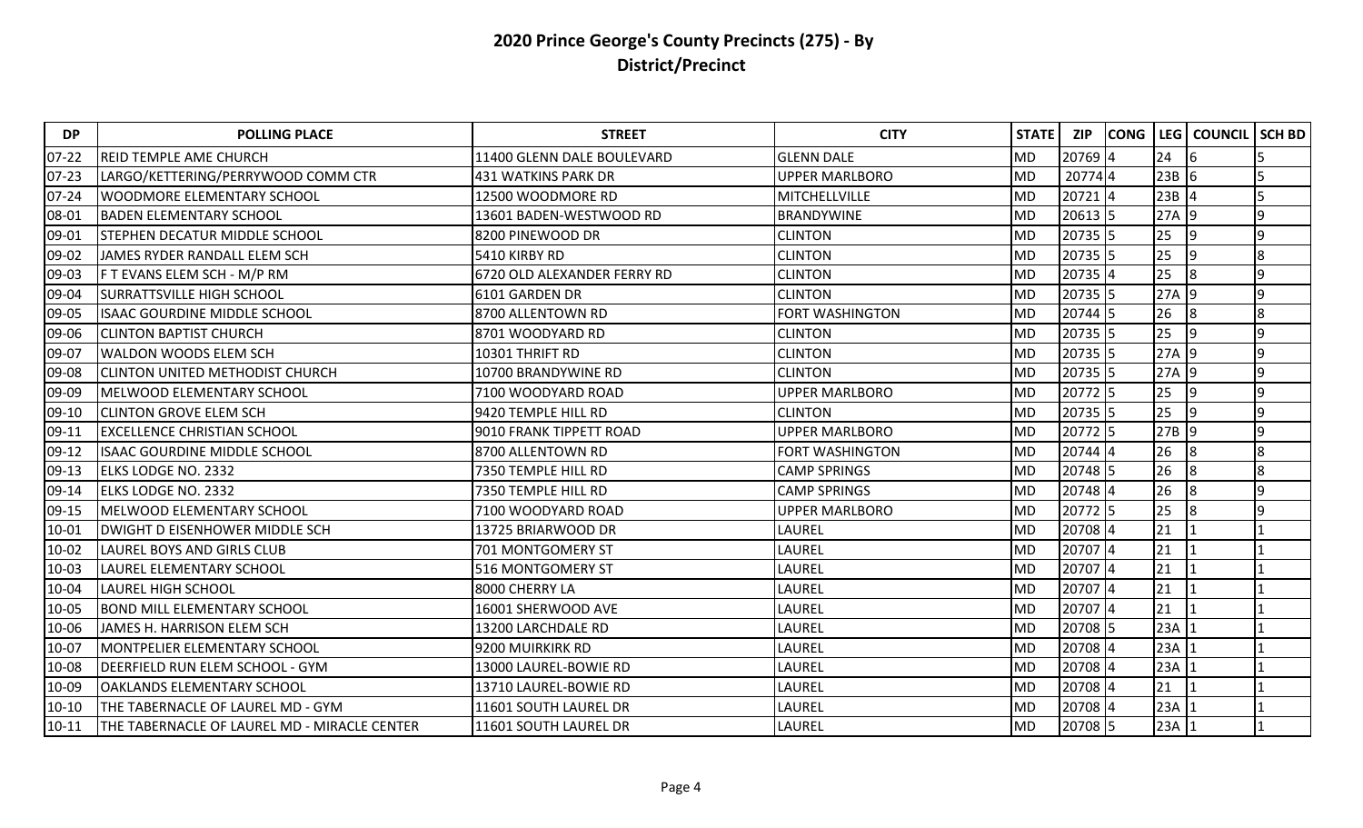# 2020 Prince George's County Precincts (275) - By District/Precinct

| DP | POLLING PLACE | STREET | CITY | STATE | ZIP | CONG | LEG | COUNCIL | SCH BD |
|---|---|---|---|---|---|---|---|---|---|
| 07-22 | REID TEMPLE AME CHURCH | 11400 GLENN DALE BOULEVARD | GLENN DALE | MD | 20769 | 4 | 24 | 6 | 5 |
| 07-23 | LARGO/KETTERING/PERRYWOOD COMM CTR | 431 WATKINS PARK DR | UPPER MARLBORO | MD | 20774 | 4 | 23B | 6 | 5 |
| 07-24 | WOODMORE ELEMENTARY SCHOOL | 12500 WOODMORE RD | MITCHELLVILLE | MD | 20721 | 4 | 23B | 4 | 5 |
| 08-01 | BADEN ELEMENTARY SCHOOL | 13601 BADEN-WESTWOOD RD | BRANDYWINE | MD | 20613 | 5 | 27A | 9 | 9 |
| 09-01 | STEPHEN DECATUR MIDDLE SCHOOL | 8200 PINEWOOD DR | CLINTON | MD | 20735 | 5 | 25 | 9 | 9 |
| 09-02 | JAMES RYDER RANDALL ELEM SCH | 5410 KIRBY RD | CLINTON | MD | 20735 | 5 | 25 | 9 | 8 |
| 09-03 | F T EVANS ELEM SCH - M/P RM | 6720 OLD ALEXANDER FERRY RD | CLINTON | MD | 20735 | 4 | 25 | 8 | 9 |
| 09-04 | SURRATTSVILLE HIGH SCHOOL | 6101 GARDEN DR | CLINTON | MD | 20735 | 5 | 27A | 9 | 9 |
| 09-05 | ISAAC GOURDINE MIDDLE SCHOOL | 8700 ALLENTOWN RD | FORT WASHINGTON | MD | 20744 | 5 | 26 | 8 | 8 |
| 09-06 | CLINTON BAPTIST CHURCH | 8701 WOODYARD RD | CLINTON | MD | 20735 | 5 | 25 | 9 | 9 |
| 09-07 | WALDON WOODS ELEM SCH | 10301 THRIFT RD | CLINTON | MD | 20735 | 5 | 27A | 9 | 9 |
| 09-08 | CLINTON UNITED METHODIST CHURCH | 10700 BRANDYWINE RD | CLINTON | MD | 20735 | 5 | 27A | 9 | 9 |
| 09-09 | MELWOOD ELEMENTARY SCHOOL | 7100 WOODYARD ROAD | UPPER MARLBORO | MD | 20772 | 5 | 25 | 9 | 9 |
| 09-10 | CLINTON GROVE ELEM SCH | 9420 TEMPLE HILL RD | CLINTON | MD | 20735 | 5 | 25 | 9 | 9 |
| 09-11 | EXCELLENCE CHRISTIAN SCHOOL | 9010 FRANK TIPPETT ROAD | UPPER MARLBORO | MD | 20772 | 5 | 27B | 9 | 9 |
| 09-12 | ISAAC GOURDINE MIDDLE SCHOOL | 8700 ALLENTOWN RD | FORT WASHINGTON | MD | 20744 | 4 | 26 | 8 | 8 |
| 09-13 | ELKS LODGE NO. 2332 | 7350 TEMPLE HILL RD | CAMP SPRINGS | MD | 20748 | 5 | 26 | 8 | 8 |
| 09-14 | ELKS LODGE NO. 2332 | 7350 TEMPLE HILL RD | CAMP SPRINGS | MD | 20748 | 4 | 26 | 8 | 9 |
| 09-15 | MELWOOD ELEMENTARY SCHOOL | 7100 WOODYARD ROAD | UPPER MARLBORO | MD | 20772 | 5 | 25 | 8 | 9 |
| 10-01 | DWIGHT D EISENHOWER MIDDLE SCH | 13725 BRIARWOOD DR | LAUREL | MD | 20708 | 4 | 21 | 1 | 1 |
| 10-02 | LAUREL BOYS AND GIRLS CLUB | 701 MONTGOMERY ST | LAUREL | MD | 20707 | 4 | 21 | 1 | 1 |
| 10-03 | LAUREL ELEMENTARY SCHOOL | 516 MONTGOMERY ST | LAUREL | MD | 20707 | 4 | 21 | 1 | 1 |
| 10-04 | LAUREL HIGH SCHOOL | 8000 CHERRY LA | LAUREL | MD | 20707 | 4 | 21 | 1 | 1 |
| 10-05 | BOND MILL ELEMENTARY SCHOOL | 16001 SHERWOOD AVE | LAUREL | MD | 20707 | 4 | 21 | 1 | 1 |
| 10-06 | JAMES H. HARRISON ELEM SCH | 13200 LARCHDALE RD | LAUREL | MD | 20708 | 5 | 23A | 1 | 1 |
| 10-07 | MONTPELIER ELEMENTARY SCHOOL | 9200 MUIRKIRK RD | LAUREL | MD | 20708 | 4 | 23A | 1 | 1 |
| 10-08 | DEERFIELD RUN ELEM SCHOOL - GYM | 13000 LAUREL-BOWIE RD | LAUREL | MD | 20708 | 4 | 23A | 1 | 1 |
| 10-09 | OAKLANDS ELEMENTARY SCHOOL | 13710 LAUREL-BOWIE RD | LAUREL | MD | 20708 | 4 | 21 | 1 | 1 |
| 10-10 | THE TABERNACLE OF LAUREL MD - GYM | 11601 SOUTH LAUREL DR | LAUREL | MD | 20708 | 4 | 23A | 1 | 1 |
| 10-11 | THE TABERNACLE OF LAUREL MD - MIRACLE CENTER | 11601 SOUTH LAUREL DR | LAUREL | MD | 20708 | 5 | 23A | 1 | 1 |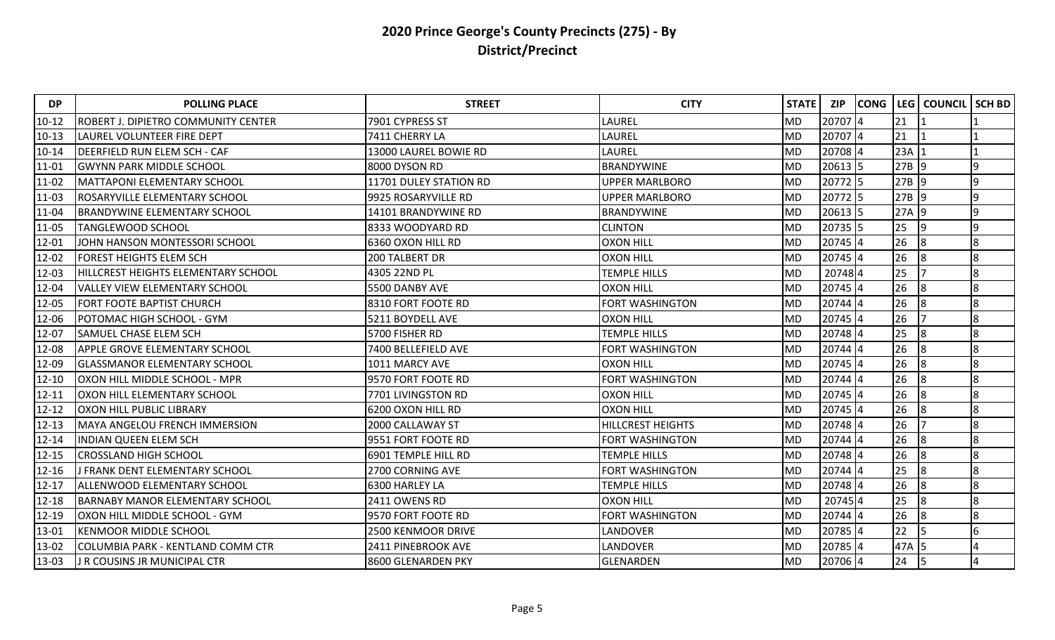# 2020 Prince George's County Precincts (275) - By District/Precinct

| DP | POLLING PLACE | STREET | CITY | STATE | ZIP | CONG | LEG | COUNCIL | SCH BD |
|---|---|---|---|---|---|---|---|---|---|
| 10-12 | ROBERT J. DIPIETRO COMMUNITY CENTER | 7901 CYPRESS ST | LAUREL | MD | 20707 | 4 | 21 | 1 | 1 |
| 10-13 | LAUREL VOLUNTEER FIRE DEPT | 7411 CHERRY LA | LAUREL | MD | 20707 | 4 | 21 | 1 | 1 |
| 10-14 | DEERFIELD RUN ELEM SCH - CAF | 13000 LAUREL BOWIE RD | LAUREL | MD | 20708 | 4 | 23A | 1 | 1 |
| 11-01 | GWYNN PARK MIDDLE SCHOOL | 8000 DYSON RD | BRANDYWINE | MD | 20613 | 5 | 27B | 9 | 9 |
| 11-02 | MATTAPONI ELEMENTARY SCHOOL | 11701 DULEY STATION RD | UPPER MARLBORO | MD | 20772 | 5 | 27B | 9 | 9 |
| 11-03 | ROSARYVILLE ELEMENTARY SCHOOL | 9925 ROSARYVILLE RD | UPPER MARLBORO | MD | 20772 | 5 | 27B | 9 | 9 |
| 11-04 | BRANDYWINE ELEMENTARY SCHOOL | 14101 BRANDYWINE RD | BRANDYWINE | MD | 20613 | 5 | 27A | 9 | 9 |
| 11-05 | TANGLEWOOD SCHOOL | 8333 WOODYARD RD | CLINTON | MD | 20735 | 5 | 25 | 9 | 9 |
| 12-01 | JOHN HANSON MONTESSORI SCHOOL | 6360 OXON HILL RD | OXON HILL | MD | 20745 | 4 | 26 | 8 | 8 |
| 12-02 | FOREST HEIGHTS ELEM SCH | 200 TALBERT DR | OXON HILL | MD | 20745 | 4 | 26 | 8 | 8 |
| 12-03 | HILLCREST HEIGHTS ELEMENTARY SCHOOL | 4305 22ND PL | TEMPLE HILLS | MD | 20748 | 4 | 25 | 7 | 8 |
| 12-04 | VALLEY VIEW ELEMENTARY SCHOOL | 5500 DANBY AVE | OXON HILL | MD | 20745 | 4 | 26 | 8 | 8 |
| 12-05 | FORT FOOTE BAPTIST CHURCH | 8310 FORT FOOTE RD | FORT WASHINGTON | MD | 20744 | 4 | 26 | 8 | 8 |
| 12-06 | POTOMAC HIGH SCHOOL - GYM | 5211 BOYDELL AVE | OXON HILL | MD | 20745 | 4 | 26 | 7 | 8 |
| 12-07 | SAMUEL CHASE ELEM SCH | 5700 FISHER RD | TEMPLE HILLS | MD | 20748 | 4 | 25 | 8 | 8 |
| 12-08 | APPLE GROVE ELEMENTARY SCHOOL | 7400 BELLEFIELD AVE | FORT WASHINGTON | MD | 20744 | 4 | 26 | 8 | 8 |
| 12-09 | GLASSMANOR ELEMENTARY SCHOOL | 1011 MARCY AVE | OXON HILL | MD | 20745 | 4 | 26 | 8 | 8 |
| 12-10 | OXON HILL MIDDLE SCHOOL - MPR | 9570 FORT FOOTE RD | FORT WASHINGTON | MD | 20744 | 4 | 26 | 8 | 8 |
| 12-11 | OXON HILL ELEMENTARY SCHOOL | 7701 LIVINGSTON RD | OXON HILL | MD | 20745 | 4 | 26 | 8 | 8 |
| 12-12 | OXON HILL PUBLIC LIBRARY | 6200 OXON HILL RD | OXON HILL | MD | 20745 | 4 | 26 | 8 | 8 |
| 12-13 | MAYA ANGELOU FRENCH IMMERSION | 2000 CALLAWAY ST | HILLCREST HEIGHTS | MD | 20748 | 4 | 26 | 7 | 8 |
| 12-14 | INDIAN QUEEN ELEM SCH | 9551 FORT FOOTE RD | FORT WASHINGTON | MD | 20744 | 4 | 26 | 8 | 8 |
| 12-15 | CROSSLAND HIGH SCHOOL | 6901 TEMPLE HILL RD | TEMPLE HILLS | MD | 20748 | 4 | 26 | 8 | 8 |
| 12-16 | J FRANK DENT ELEMENTARY SCHOOL | 2700 CORNING AVE | FORT WASHINGTON | MD | 20744 | 4 | 25 | 8 | 8 |
| 12-17 | ALLENWOOD ELEMENTARY SCHOOL | 6300 HARLEY LA | TEMPLE HILLS | MD | 20748 | 4 | 26 | 8 | 8 |
| 12-18 | BARNABY MANOR ELEMENTARY SCHOOL | 2411 OWENS RD | OXON HILL | MD | 20745 | 4 | 25 | 8 | 8 |
| 12-19 | OXON HILL MIDDLE SCHOOL - GYM | 9570 FORT FOOTE RD | FORT WASHINGTON | MD | 20744 | 4 | 26 | 8 | 8 |
| 13-01 | KENMOOR MIDDLE SCHOOL | 2500 KENMOOR DRIVE | LANDOVER | MD | 20785 | 4 | 22 | 5 | 6 |
| 13-02 | COLUMBIA PARK - KENTLAND COMM CTR | 2411 PINEBROOK AVE | LANDOVER | MD | 20785 | 4 | 47A | 5 | 4 |
| 13-03 | J R COUSINS JR MUNICIPAL CTR | 8600 GLENARDEN PKY | GLENARDEN | MD | 20706 | 4 | 24 | 5 | 4 |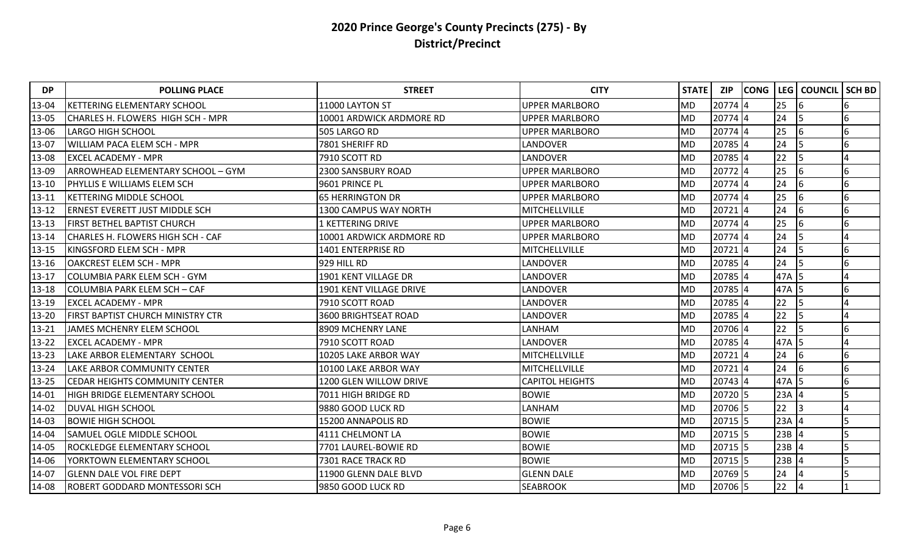# 2020 Prince George's County Precincts (275) - By District/Precinct

| DP | POLLING PLACE | STREET | CITY | STATE | ZIP | CONG | LEG | COUNCIL | SCH BD |
|---|---|---|---|---|---|---|---|---|---|
| 13-04 | KETTERING ELEMENTARY SCHOOL | 11000 LAYTON ST | UPPER MARLBORO | MD | 20774 | 4 | 25 | 6 | 6 |
| 13-05 | CHARLES H. FLOWERS HIGH SCH - MPR | 10001 ARDWICK ARDMORE RD | UPPER MARLBORO | MD | 20774 | 4 | 24 | 5 | 6 |
| 13-06 | LARGO HIGH SCHOOL | 505 LARGO RD | UPPER MARLBORO | MD | 20774 | 4 | 25 | 6 | 6 |
| 13-07 | WILLIAM PACA ELEM SCH - MPR | 7801 SHERIFF RD | LANDOVER | MD | 20785 | 4 | 24 | 5 | 6 |
| 13-08 | EXCEL ACADEMY - MPR | 7910 SCOTT RD | LANDOVER | MD | 20785 | 4 | 22 | 5 | 4 |
| 13-09 | ARROWHEAD ELEMENTARY SCHOOL – GYM | 2300 SANSBURY ROAD | UPPER MARLBORO | MD | 20772 | 4 | 25 | 6 | 6 |
| 13-10 | PHYLLIS E WILLIAMS ELEM SCH | 9601 PRINCE PL | UPPER MARLBORO | MD | 20774 | 4 | 24 | 6 | 6 |
| 13-11 | KETTERING MIDDLE SCHOOL | 65 HERRINGTON DR | UPPER MARLBORO | MD | 20774 | 4 | 25 | 6 | 6 |
| 13-12 | ERNEST EVERETT JUST MIDDLE SCH | 1300 CAMPUS WAY NORTH | MITCHELLVILLE | MD | 20721 | 4 | 24 | 6 | 6 |
| 13-13 | FIRST BETHEL BAPTIST CHURCH | 1 KETTERING DRIVE | UPPER MARLBORO | MD | 20774 | 4 | 25 | 6 | 6 |
| 13-14 | CHARLES H. FLOWERS HIGH SCH - CAF | 10001 ARDWICK ARDMORE RD | UPPER MARLBORO | MD | 20774 | 4 | 24 | 5 | 4 |
| 13-15 | KINGSFORD ELEM SCH - MPR | 1401 ENTERPRISE RD | MITCHELLVILLE | MD | 20721 | 4 | 24 | 5 | 6 |
| 13-16 | OAKCREST ELEM SCH - MPR | 929 HILL RD | LANDOVER | MD | 20785 | 4 | 24 | 5 | 6 |
| 13-17 | COLUMBIA PARK ELEM SCH - GYM | 1901 KENT VILLAGE DR | LANDOVER | MD | 20785 | 4 | 47A | 5 | 4 |
| 13-18 | COLUMBIA PARK ELEM SCH – CAF | 1901 KENT VILLAGE DRIVE | LANDOVER | MD | 20785 | 4 | 47A | 5 | 6 |
| 13-19 | EXCEL ACADEMY - MPR | 7910 SCOTT ROAD | LANDOVER | MD | 20785 | 4 | 22 | 5 | 4 |
| 13-20 | FIRST BAPTIST CHURCH MINISTRY CTR | 3600 BRIGHTSEAT ROAD | LANDOVER | MD | 20785 | 4 | 22 | 5 | 4 |
| 13-21 | JAMES MCHENRY ELEM SCHOOL | 8909 MCHENRY LANE | LANHAM | MD | 20706 | 4 | 22 | 5 | 6 |
| 13-22 | EXCEL ACADEMY - MPR | 7910 SCOTT ROAD | LANDOVER | MD | 20785 | 4 | 47A | 5 | 4 |
| 13-23 | LAKE ARBOR ELEMENTARY SCHOOL | 10205 LAKE ARBOR WAY | MITCHELLVILLE | MD | 20721 | 4 | 24 | 6 | 6 |
| 13-24 | LAKE ARBOR COMMUNITY CENTER | 10100 LAKE ARBOR WAY | MITCHELLVILLE | MD | 20721 | 4 | 24 | 6 | 6 |
| 13-25 | CEDAR HEIGHTS COMMUNITY CENTER | 1200 GLEN WILLOW DRIVE | CAPITOL HEIGHTS | MD | 20743 | 4 | 47A | 5 | 6 |
| 14-01 | HIGH BRIDGE ELEMENTARY SCHOOL | 7011 HIGH BRIDGE RD | BOWIE | MD | 20720 | 5 | 23A | 4 | 5 |
| 14-02 | DUVAL HIGH SCHOOL | 9880 GOOD LUCK RD | LANHAM | MD | 20706 | 5 | 22 | 3 | 4 |
| 14-03 | BOWIE HIGH SCHOOL | 15200 ANNAPOLIS RD | BOWIE | MD | 20715 | 5 | 23A | 4 | 5 |
| 14-04 | SAMUEL OGLE MIDDLE SCHOOL | 4111 CHELMONT LA | BOWIE | MD | 20715 | 5 | 23B | 4 | 5 |
| 14-05 | ROCKLEDGE ELEMENTARY SCHOOL | 7701 LAUREL-BOWIE RD | BOWIE | MD | 20715 | 5 | 23B | 4 | 5 |
| 14-06 | YORKTOWN ELEMENTARY SCHOOL | 7301 RACE TRACK RD | BOWIE | MD | 20715 | 5 | 23B | 4 | 5 |
| 14-07 | GLENN DALE VOL FIRE DEPT | 11900 GLENN DALE BLVD | GLENN DALE | MD | 20769 | 5 | 24 | 4 | 5 |
| 14-08 | ROBERT GODDARD MONTESSORI SCH | 9850 GOOD LUCK RD | SEABROOK | MD | 20706 | 5 | 22 | 4 | 1 |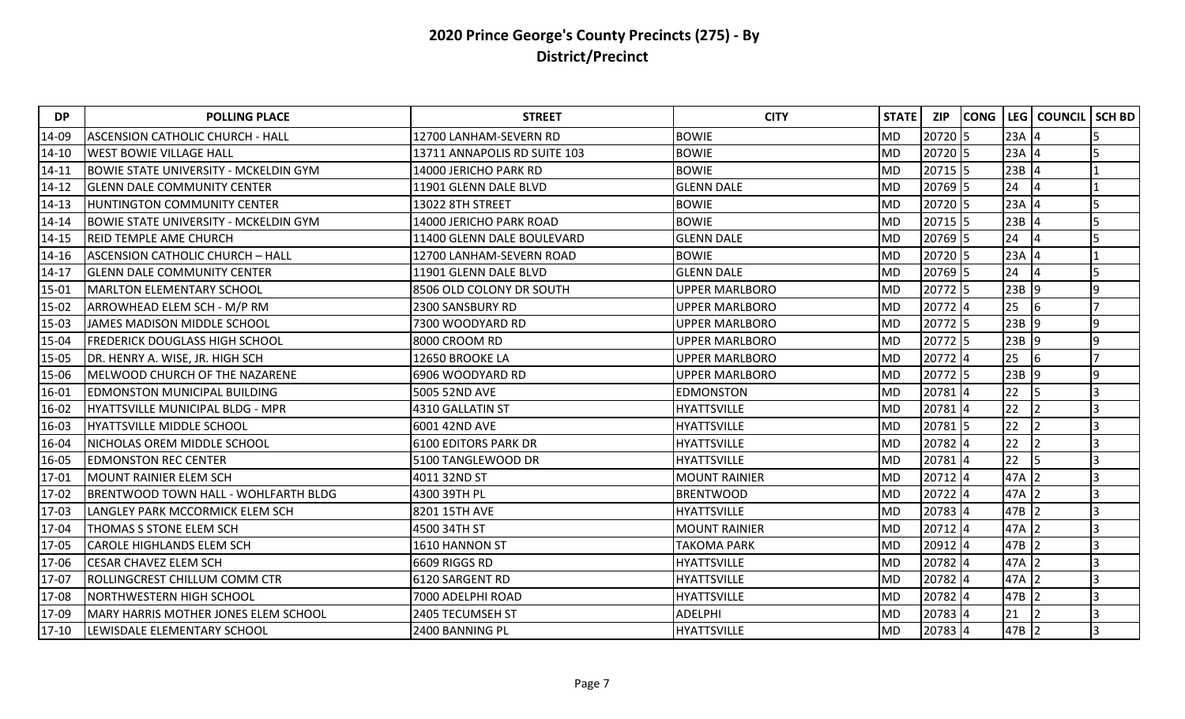## 2020 Prince George's County Precincts (275) - By District/Precinct

| DP | POLLING PLACE | STREET | CITY | STATE | ZIP | CONG | LEG | COUNCIL | SCH BD |
|---|---|---|---|---|---|---|---|---|---|
| 14-09 | ASCENSION CATHOLIC CHURCH - HALL | 12700 LANHAM-SEVERN RD | BOWIE | MD | 20720 | 5 | 23A | 4 | 5 |
| 14-10 | WEST BOWIE VILLAGE HALL | 13711 ANNAPOLIS RD SUITE 103 | BOWIE | MD | 20720 | 5 | 23A | 4 | 5 |
| 14-11 | BOWIE STATE UNIVERSITY - MCKELDIN GYM | 14000 JERICHO PARK RD | BOWIE | MD | 20715 | 5 | 23B | 4 | 1 |
| 14-12 | GLENN DALE COMMUNITY CENTER | 11901 GLENN DALE BLVD | GLENN DALE | MD | 20769 | 5 | 24 | 4 | 1 |
| 14-13 | HUNTINGTON COMMUNITY CENTER | 13022 8TH STREET | BOWIE | MD | 20720 | 5 | 23A | 4 | 5 |
| 14-14 | BOWIE STATE UNIVERSITY - MCKELDIN GYM | 14000 JERICHO PARK ROAD | BOWIE | MD | 20715 | 5 | 23B | 4 | 5 |
| 14-15 | REID TEMPLE AME CHURCH | 11400 GLENN DALE BOULEVARD | GLENN DALE | MD | 20769 | 5 | 24 | 4 | 5 |
| 14-16 | ASCENSION CATHOLIC CHURCH – HALL | 12700 LANHAM-SEVERN ROAD | BOWIE | MD | 20720 | 5 | 23A | 4 | 1 |
| 14-17 | GLENN DALE COMMUNITY CENTER | 11901 GLENN DALE BLVD | GLENN DALE | MD | 20769 | 5 | 24 | 4 | 5 |
| 15-01 | MARLTON ELEMENTARY SCHOOL | 8506 OLD COLONY DR SOUTH | UPPER MARLBORO | MD | 20772 | 5 | 23B | 9 | 9 |
| 15-02 | ARROWHEAD ELEM SCH - M/P RM | 2300 SANSBURY RD | UPPER MARLBORO | MD | 20772 | 4 | 25 | 6 | 7 |
| 15-03 | JAMES MADISON MIDDLE SCHOOL | 7300 WOODYARD RD | UPPER MARLBORO | MD | 20772 | 5 | 23B | 9 | 9 |
| 15-04 | FREDERICK DOUGLASS HIGH SCHOOL | 8000 CROOM RD | UPPER MARLBORO | MD | 20772 | 5 | 23B | 9 | 9 |
| 15-05 | DR. HENRY A. WISE, JR. HIGH SCH | 12650 BROOKE LA | UPPER MARLBORO | MD | 20772 | 4 | 25 | 6 | 7 |
| 15-06 | MELWOOD CHURCH OF THE NAZARENE | 6906 WOODYARD RD | UPPER MARLBORO | MD | 20772 | 5 | 23B | 9 | 9 |
| 16-01 | EDMONSTON MUNICIPAL BUILDING | 5005 52ND AVE | EDMONSTON | MD | 20781 | 4 | 22 | 5 | 3 |
| 16-02 | HYATTSVILLE MUNICIPAL BLDG - MPR | 4310 GALLATIN ST | HYATTSVILLE | MD | 20781 | 4 | 22 | 2 | 3 |
| 16-03 | HYATTSVILLE MIDDLE SCHOOL | 6001 42ND AVE | HYATTSVILLE | MD | 20781 | 5 | 22 | 2 | 3 |
| 16-04 | NICHOLAS OREM MIDDLE SCHOOL | 6100 EDITORS PARK DR | HYATTSVILLE | MD | 20782 | 4 | 22 | 2 | 3 |
| 16-05 | EDMONSTON REC CENTER | 5100 TANGLEWOOD DR | HYATTSVILLE | MD | 20781 | 4 | 22 | 5 | 3 |
| 17-01 | MOUNT RAINIER ELEM SCH | 4011 32ND ST | MOUNT RAINIER | MD | 20712 | 4 | 47A | 2 | 3 |
| 17-02 | BRENTWOOD TOWN HALL - WOHLFARTH BLDG | 4300 39TH PL | BRENTWOOD | MD | 20722 | 4 | 47A | 2 | 3 |
| 17-03 | LANGLEY PARK MCCORMICK ELEM SCH | 8201 15TH AVE | HYATTSVILLE | MD | 20783 | 4 | 47B | 2 | 3 |
| 17-04 | THOMAS S STONE ELEM SCH | 4500 34TH ST | MOUNT RAINIER | MD | 20712 | 4 | 47A | 2 | 3 |
| 17-05 | CAROLE HIGHLANDS ELEM SCH | 1610 HANNON ST | TAKOMA PARK | MD | 20912 | 4 | 47B | 2 | 3 |
| 17-06 | CESAR CHAVEZ ELEM SCH | 6609 RIGGS RD | HYATTSVILLE | MD | 20782 | 4 | 47A | 2 | 3 |
| 17-07 | ROLLINGCREST CHILLUM COMM CTR | 6120 SARGENT RD | HYATTSVILLE | MD | 20782 | 4 | 47A | 2 | 3 |
| 17-08 | NORTHWESTERN HIGH SCHOOL | 7000 ADELPHI ROAD | HYATTSVILLE | MD | 20782 | 4 | 47B | 2 | 3 |
| 17-09 | MARY HARRIS MOTHER JONES ELEM SCHOOL | 2405 TECUMSEH ST | ADELPHI | MD | 20783 | 4 | 21 | 2 | 3 |
| 17-10 | LEWISDALE ELEMENTARY SCHOOL | 2400 BANNING PL | HYATTSVILLE | MD | 20783 | 4 | 47B | 2 | 3 |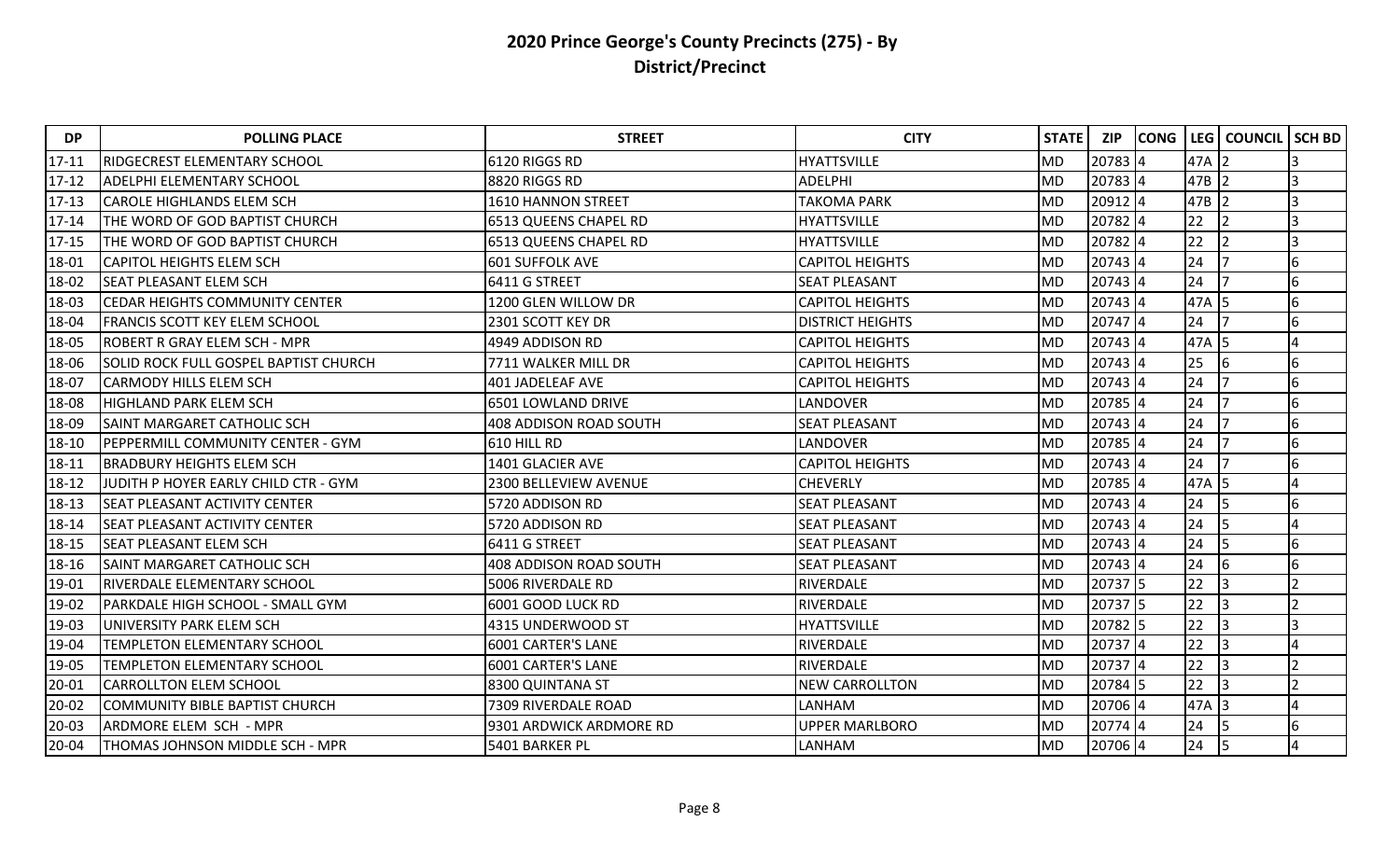# 2020 Prince George's County Precincts (275) - By District/Precinct

| DP | POLLING PLACE | STREET | CITY | STATE | ZIP | CONG | LEG | COUNCIL | SCH BD |
|---|---|---|---|---|---|---|---|---|---|
| 17-11 | RIDGECREST ELEMENTARY SCHOOL | 6120 RIGGS RD | HYATTSVILLE | MD | 20783 | 4 | 47A | 2 | 3 |
| 17-12 | ADELPHI ELEMENTARY SCHOOL | 8820 RIGGS RD | ADELPHI | MD | 20783 | 4 | 47B | 2 | 3 |
| 17-13 | CAROLE HIGHLANDS ELEM SCH | 1610 HANNON STREET | TAKOMA PARK | MD | 20912 | 4 | 47B | 2 | 3 |
| 17-14 | THE WORD OF GOD BAPTIST CHURCH | 6513 QUEENS CHAPEL RD | HYATTSVILLE | MD | 20782 | 4 | 22 | 2 | 3 |
| 17-15 | THE WORD OF GOD BAPTIST CHURCH | 6513 QUEENS CHAPEL RD | HYATTSVILLE | MD | 20782 | 4 | 22 | 2 | 3 |
| 18-01 | CAPITOL HEIGHTS ELEM SCH | 601 SUFFOLK AVE | CAPITOL HEIGHTS | MD | 20743 | 4 | 24 | 7 | 6 |
| 18-02 | SEAT PLEASANT ELEM SCH | 6411 G STREET | SEAT PLEASANT | MD | 20743 | 4 | 24 | 7 | 6 |
| 18-03 | CEDAR HEIGHTS COMMUNITY CENTER | 1200 GLEN WILLOW DR | CAPITOL HEIGHTS | MD | 20743 | 4 | 47A | 5 | 6 |
| 18-04 | FRANCIS SCOTT KEY ELEM SCHOOL | 2301 SCOTT KEY DR | DISTRICT HEIGHTS | MD | 20747 | 4 | 24 | 7 | 6 |
| 18-05 | ROBERT R GRAY ELEM SCH - MPR | 4949 ADDISON RD | CAPITOL HEIGHTS | MD | 20743 | 4 | 47A | 5 | 4 |
| 18-06 | SOLID ROCK FULL GOSPEL BAPTIST CHURCH | 7711 WALKER MILL DR | CAPITOL HEIGHTS | MD | 20743 | 4 | 25 | 6 | 6 |
| 18-07 | CARMODY HILLS ELEM SCH | 401 JADELEAF AVE | CAPITOL HEIGHTS | MD | 20743 | 4 | 24 | 7 | 6 |
| 18-08 | HIGHLAND PARK ELEM SCH | 6501 LOWLAND DRIVE | LANDOVER | MD | 20785 | 4 | 24 | 7 | 6 |
| 18-09 | SAINT MARGARET CATHOLIC SCH | 408 ADDISON ROAD SOUTH | SEAT PLEASANT | MD | 20743 | 4 | 24 | 7 | 6 |
| 18-10 | PEPPERMILL COMMUNITY CENTER - GYM | 610 HILL RD | LANDOVER | MD | 20785 | 4 | 24 | 7 | 6 |
| 18-11 | BRADBURY HEIGHTS ELEM SCH | 1401 GLACIER AVE | CAPITOL HEIGHTS | MD | 20743 | 4 | 24 | 7 | 6 |
| 18-12 | JUDITH P HOYER EARLY CHILD CTR - GYM | 2300 BELLEVIEW AVENUE | CHEVERLY | MD | 20785 | 4 | 47A | 5 | 4 |
| 18-13 | SEAT PLEASANT ACTIVITY CENTER | 5720 ADDISON RD | SEAT PLEASANT | MD | 20743 | 4 | 24 | 5 | 6 |
| 18-14 | SEAT PLEASANT ACTIVITY CENTER | 5720 ADDISON RD | SEAT PLEASANT | MD | 20743 | 4 | 24 | 5 | 4 |
| 18-15 | SEAT PLEASANT ELEM SCH | 6411 G STREET | SEAT PLEASANT | MD | 20743 | 4 | 24 | 5 | 6 |
| 18-16 | SAINT MARGARET CATHOLIC SCH | 408 ADDISON ROAD SOUTH | SEAT PLEASANT | MD | 20743 | 4 | 24 | 6 | 6 |
| 19-01 | RIVERDALE ELEMENTARY SCHOOL | 5006 RIVERDALE RD | RIVERDALE | MD | 20737 | 5 | 22 | 3 | 2 |
| 19-02 | PARKDALE HIGH SCHOOL - SMALL GYM | 6001 GOOD LUCK RD | RIVERDALE | MD | 20737 | 5 | 22 | 3 | 2 |
| 19-03 | UNIVERSITY PARK ELEM SCH | 4315 UNDERWOOD ST | HYATTSVILLE | MD | 20782 | 5 | 22 | 3 | 3 |
| 19-04 | TEMPLETON ELEMENTARY SCHOOL | 6001 CARTER'S LANE | RIVERDALE | MD | 20737 | 4 | 22 | 3 | 4 |
| 19-05 | TEMPLETON ELEMENTARY SCHOOL | 6001 CARTER'S LANE | RIVERDALE | MD | 20737 | 4 | 22 | 3 | 2 |
| 20-01 | CARROLLTON ELEM SCHOOL | 8300 QUINTANA ST | NEW CARROLLTON | MD | 20784 | 5 | 22 | 3 | 2 |
| 20-02 | COMMUNITY BIBLE BAPTIST CHURCH | 7309 RIVERDALE ROAD | LANHAM | MD | 20706 | 4 | 47A | 3 | 4 |
| 20-03 | ARDMORE ELEM SCH - MPR | 9301 ARDWICK ARDMORE RD | UPPER MARLBORO | MD | 20774 | 4 | 24 | 5 | 6 |
| 20-04 | THOMAS JOHNSON MIDDLE SCH - MPR | 5401 BARKER PL | LANHAM | MD | 20706 | 4 | 24 | 5 | 4 |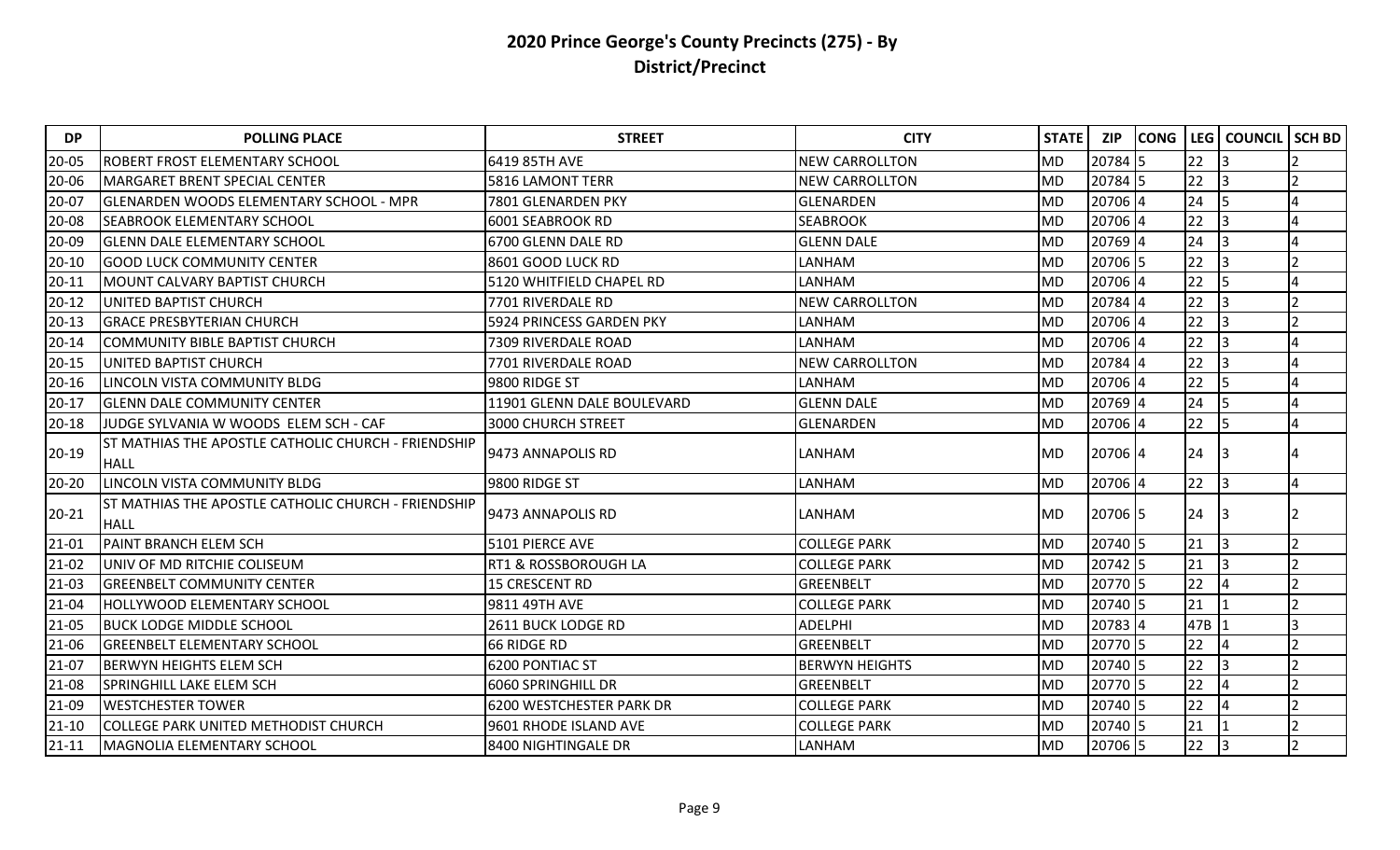# 2020 Prince George's County Precincts (275) - By District/Precinct

| DP | POLLING PLACE | STREET | CITY | STATE | ZIP | CONG | LEG | COUNCIL | SCH BD |
|---|---|---|---|---|---|---|---|---|---|
| 20-05 | ROBERT FROST ELEMENTARY SCHOOL | 6419 85TH AVE | NEW CARROLLTON | MD | 20784 | 5 | 22 | 3 | 2 |
| 20-06 | MARGARET BRENT SPECIAL CENTER | 5816 LAMONT TERR | NEW CARROLLTON | MD | 20784 | 5 | 22 | 3 | 2 |
| 20-07 | GLENARDEN WOODS ELEMENTARY SCHOOL - MPR | 7801 GLENARDEN PKY | GLENARDEN | MD | 20706 | 4 | 24 | 5 | 4 |
| 20-08 | SEABROOK ELEMENTARY SCHOOL | 6001 SEABROOK RD | SEABROOK | MD | 20706 | 4 | 22 | 3 | 4 |
| 20-09 | GLENN DALE ELEMENTARY SCHOOL | 6700 GLENN DALE RD | GLENN DALE | MD | 20769 | 4 | 24 | 3 | 4 |
| 20-10 | GOOD LUCK COMMUNITY CENTER | 8601 GOOD LUCK RD | LANHAM | MD | 20706 | 5 | 22 | 3 | 2 |
| 20-11 | MOUNT CALVARY BAPTIST CHURCH | 5120 WHITFIELD CHAPEL RD | LANHAM | MD | 20706 | 4 | 22 | 5 | 4 |
| 20-12 | UNITED BAPTIST CHURCH | 7701 RIVERDALE RD | NEW CARROLLTON | MD | 20784 | 4 | 22 | 3 | 2 |
| 20-13 | GRACE PRESBYTERIAN CHURCH | 5924 PRINCESS GARDEN PKY | LANHAM | MD | 20706 | 4 | 22 | 3 | 2 |
| 20-14 | COMMUNITY BIBLE BAPTIST CHURCH | 7309 RIVERDALE ROAD | LANHAM | MD | 20706 | 4 | 22 | 3 | 4 |
| 20-15 | UNITED BAPTIST CHURCH | 7701 RIVERDALE ROAD | NEW CARROLLTON | MD | 20784 | 4 | 22 | 3 | 4 |
| 20-16 | LINCOLN VISTA COMMUNITY BLDG | 9800 RIDGE ST | LANHAM | MD | 20706 | 4 | 22 | 5 | 4 |
| 20-17 | GLENN DALE COMMUNITY CENTER | 11901 GLENN DALE BOULEVARD | GLENN DALE | MD | 20769 | 4 | 24 | 5 | 4 |
| 20-18 | JUDGE SYLVANIA W WOODS ELEM SCH - CAF | 3000 CHURCH STREET | GLENARDEN | MD | 20706 | 4 | 22 | 5 | 4 |
| 20-19 | ST MATHIAS THE APOSTLE CATHOLIC CHURCH - FRIENDSHIP HALL | 9473 ANNAPOLIS RD | LANHAM | MD | 20706 | 4 | 24 | 3 | 4 |
| 20-20 | LINCOLN VISTA COMMUNITY BLDG | 9800 RIDGE ST | LANHAM | MD | 20706 | 4 | 22 | 3 | 4 |
| 20-21 | ST MATHIAS THE APOSTLE CATHOLIC CHURCH - FRIENDSHIP HALL | 9473 ANNAPOLIS RD | LANHAM | MD | 20706 | 5 | 24 | 3 | 2 |
| 21-01 | PAINT BRANCH ELEM SCH | 5101 PIERCE AVE | COLLEGE PARK | MD | 20740 | 5 | 21 | 3 | 2 |
| 21-02 | UNIV OF MD RITCHIE COLISEUM | RT1 & ROSSBOROUGH LA | COLLEGE PARK | MD | 20742 | 5 | 21 | 3 | 2 |
| 21-03 | GREENBELT COMMUNITY CENTER | 15 CRESCENT RD | GREENBELT | MD | 20770 | 5 | 22 | 4 | 2 |
| 21-04 | HOLLYWOOD ELEMENTARY SCHOOL | 9811 49TH AVE | COLLEGE PARK | MD | 20740 | 5 | 21 | 1 | 2 |
| 21-05 | BUCK LODGE MIDDLE SCHOOL | 2611 BUCK LODGE RD | ADELPHI | MD | 20783 | 4 | 47B | 1 | 3 |
| 21-06 | GREENBELT ELEMENTARY SCHOOL | 66 RIDGE RD | GREENBELT | MD | 20770 | 5 | 22 | 4 | 2 |
| 21-07 | BERWYN HEIGHTS ELEM SCH | 6200 PONTIAC ST | BERWYN HEIGHTS | MD | 20740 | 5 | 22 | 3 | 2 |
| 21-08 | SPRINGHILL LAKE ELEM SCH | 6060 SPRINGHILL DR | GREENBELT | MD | 20770 | 5 | 22 | 4 | 2 |
| 21-09 | WESTCHESTER TOWER | 6200 WESTCHESTER PARK DR | COLLEGE PARK | MD | 20740 | 5 | 22 | 4 | 2 |
| 21-10 | COLLEGE PARK UNITED METHODIST CHURCH | 9601 RHODE ISLAND AVE | COLLEGE PARK | MD | 20740 | 5 | 21 | 1 | 2 |
| 21-11 | MAGNOLIA ELEMENTARY SCHOOL | 8400 NIGHTINGALE DR | LANHAM | MD | 20706 | 5 | 22 | 3 | 2 |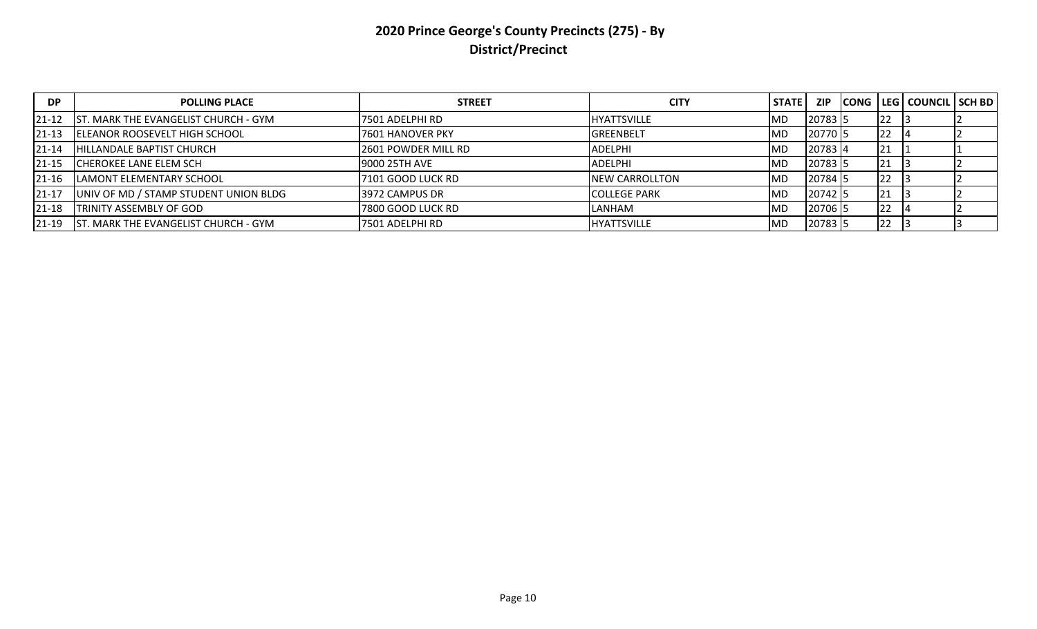# 2020 Prince George's County Precincts (275) - By District/Precinct

| DP | POLLING PLACE | STREET | CITY | STATE | ZIP | CONG | LEG | COUNCIL | SCH BD |
|---|---|---|---|---|---|---|---|---|---|
| 21-12 | ST. MARK THE EVANGELIST CHURCH - GYM | 7501 ADELPHI RD | HYATTSVILLE | MD | 20783 | 5 | 22 | 3 | 2 |
| 21-13 | ELEANOR ROOSEVELT HIGH SCHOOL | 7601 HANOVER PKY | GREENBELT | MD | 20770 | 5 | 22 | 4 | 2 |
| 21-14 | HILLANDALE BAPTIST CHURCH | 2601 POWDER MILL RD | ADELPHI | MD | 20783 | 4 | 21 | 1 | 1 |
| 21-15 | CHEROKEE LANE ELEM SCH | 9000 25TH AVE | ADELPHI | MD | 20783 | 5 | 21 | 3 | 2 |
| 21-16 | LAMONT ELEMENTARY SCHOOL | 7101 GOOD LUCK RD | NEW CARROLLTON | MD | 20784 | 5 | 22 | 3 | 2 |
| 21-17 | UNIV OF MD / STAMP STUDENT UNION BLDG | 3972 CAMPUS DR | COLLEGE PARK | MD | 20742 | 5 | 21 | 3 | 2 |
| 21-18 | TRINITY ASSEMBLY OF GOD | 7800 GOOD LUCK RD | LANHAM | MD | 20706 | 5 | 22 | 4 | 2 |
| 21-19 | ST. MARK THE EVANGELIST CHURCH - GYM | 7501 ADELPHI RD | HYATTSVILLE | MD | 20783 | 5 | 22 | 3 | 3 |